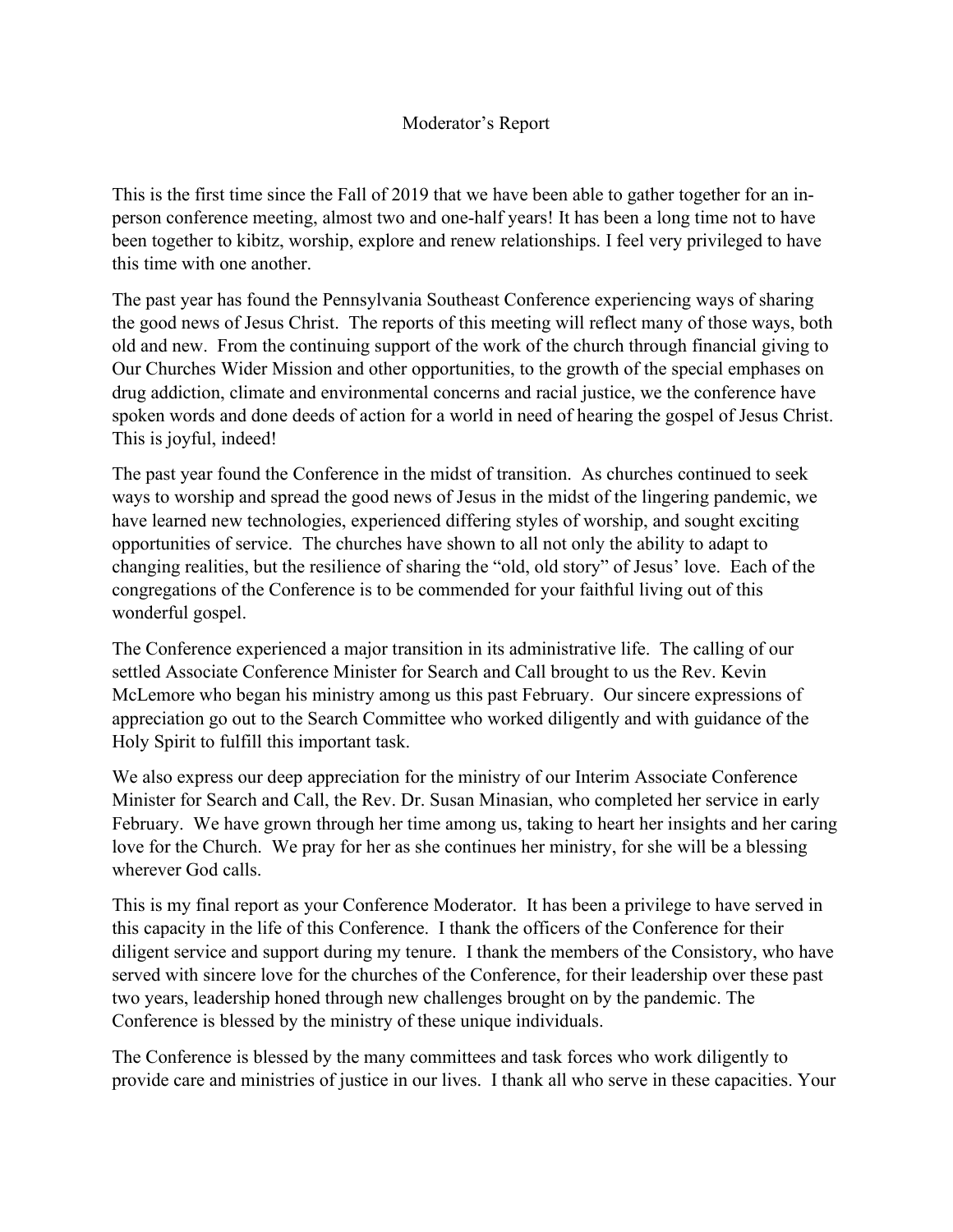# Moderator's Report

This is the first time since the Fall of 2019 that we have been able to gather together for an in-person conference meeting, almost two and one-half years! It has been a long time not to have been together to kibitz, worship, explore and renew relationships. I feel very privileged to have this time with one another.

The past year has found the Pennsylvania Southeast Conference experiencing ways of sharing the good news of Jesus Christ. The reports of this meeting will reflect many of those ways, both old and new. From the continuing support of the work of the church through financial giving to Our Churches Wider Mission and other opportunities, to the growth of the special emphases on drug addiction, climate and environmental concerns and racial justice, we the conference have spoken words and done deeds of action for a world in need of hearing the gospel of Jesus Christ. This is joyful, indeed!

The past year found the Conference in the midst of transition. As churches continued to seek ways to worship and spread the good news of Jesus in the midst of the lingering pandemic, we have learned new technologies, experienced differing styles of worship, and sought exciting opportunities of service. The churches have shown to all not only the ability to adapt to changing realities, but the resilience of sharing the "old, old story" of Jesus' love. Each of the congregations of the Conference is to be commended for your faithful living out of this wonderful gospel.

The Conference experienced a major transition in its administrative life. The calling of our settled Associate Conference Minister for Search and Call brought to us the Rev. Kevin McLemore who began his ministry among us this past February. Our sincere expressions of appreciation go out to the Search Committee who worked diligently and with guidance of the Holy Spirit to fulfill this important task.

We also express our deep appreciation for the ministry of our Interim Associate Conference Minister for Search and Call, the Rev. Dr. Susan Minasian, who completed her service in early February. We have grown through her time among us, taking to heart her insights and her caring love for the Church. We pray for her as she continues her ministry, for she will be a blessing wherever God calls.

This is my final report as your Conference Moderator. It has been a privilege to have served in this capacity in the life of this Conference. I thank the officers of the Conference for their diligent service and support during my tenure. I thank the members of the Consistory, who have served with sincere love for the churches of the Conference, for their leadership over these past two years, leadership honed through new challenges brought on by the pandemic. The Conference is blessed by the ministry of these unique individuals.

The Conference is blessed by the many committees and task forces who work diligently to provide care and ministries of justice in our lives. I thank all who serve in these capacities. Your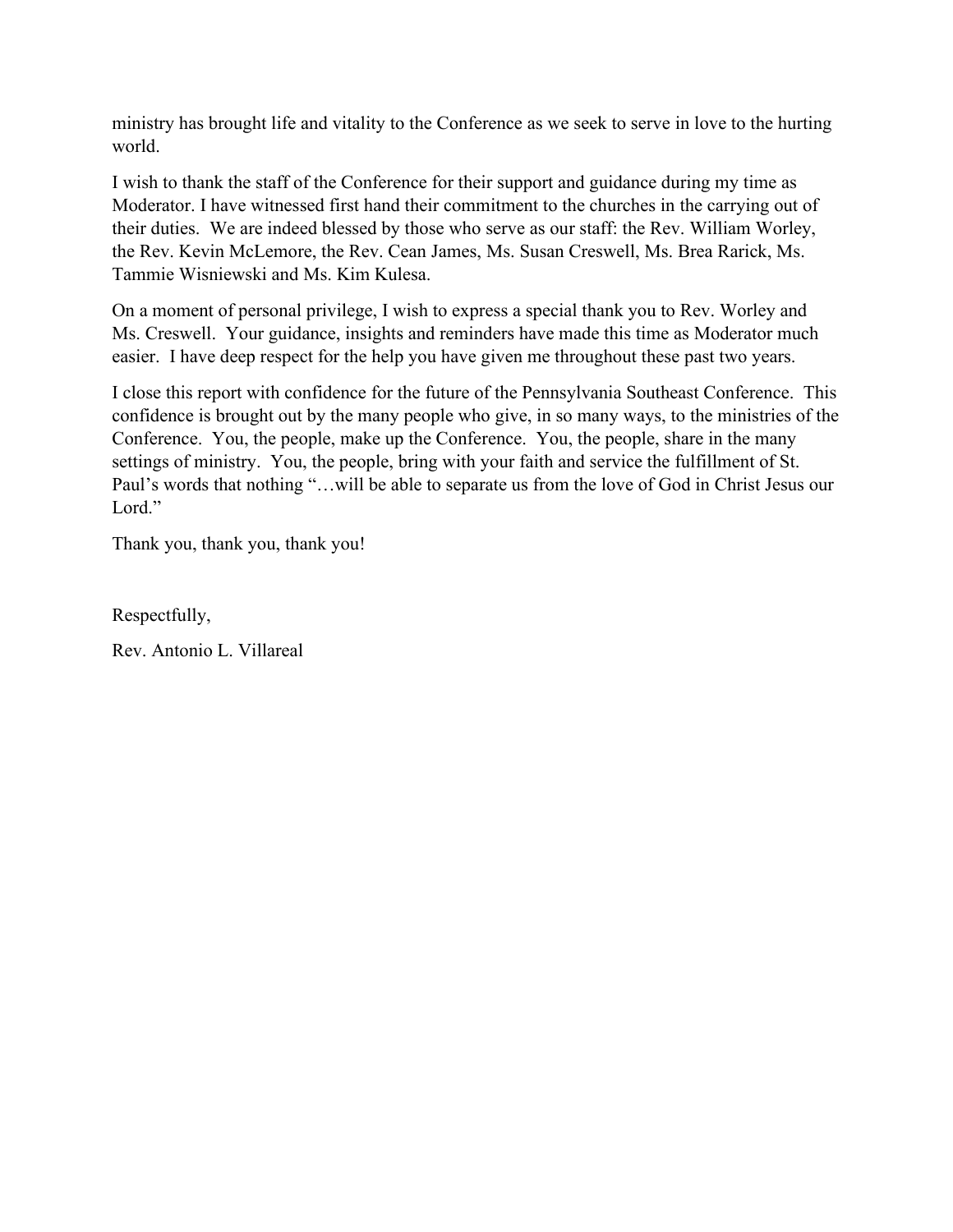ministry has brought life and vitality to the Conference as we seek to serve in love to the hurting world.

I wish to thank the staff of the Conference for their support and guidance during my time as Moderator. I have witnessed first hand their commitment to the churches in the carrying out of their duties. We are indeed blessed by those who serve as our staff: the Rev. William Worley, the Rev. Kevin McLemore, the Rev. Cean James, Ms. Susan Creswell, Ms. Brea Rarick, Ms. Tammie Wisniewski and Ms. Kim Kulesa.

On a moment of personal privilege, I wish to express a special thank you to Rev. Worley and Ms. Creswell. Your guidance, insights and reminders have made this time as Moderator much easier. I have deep respect for the help you have given me throughout these past two years.

I close this report with confidence for the future of the Pennsylvania Southeast Conference. This confidence is brought out by the many people who give, in so many ways, to the ministries of the Conference. You, the people, make up the Conference. You, the people, share in the many settings of ministry. You, the people, bring with your faith and service the fulfillment of St. Paul's words that nothing "…will be able to separate us from the love of God in Christ Jesus our Lord."

Thank you, thank you, thank you!

Respectfully,

Rev. Antonio L. Villareal